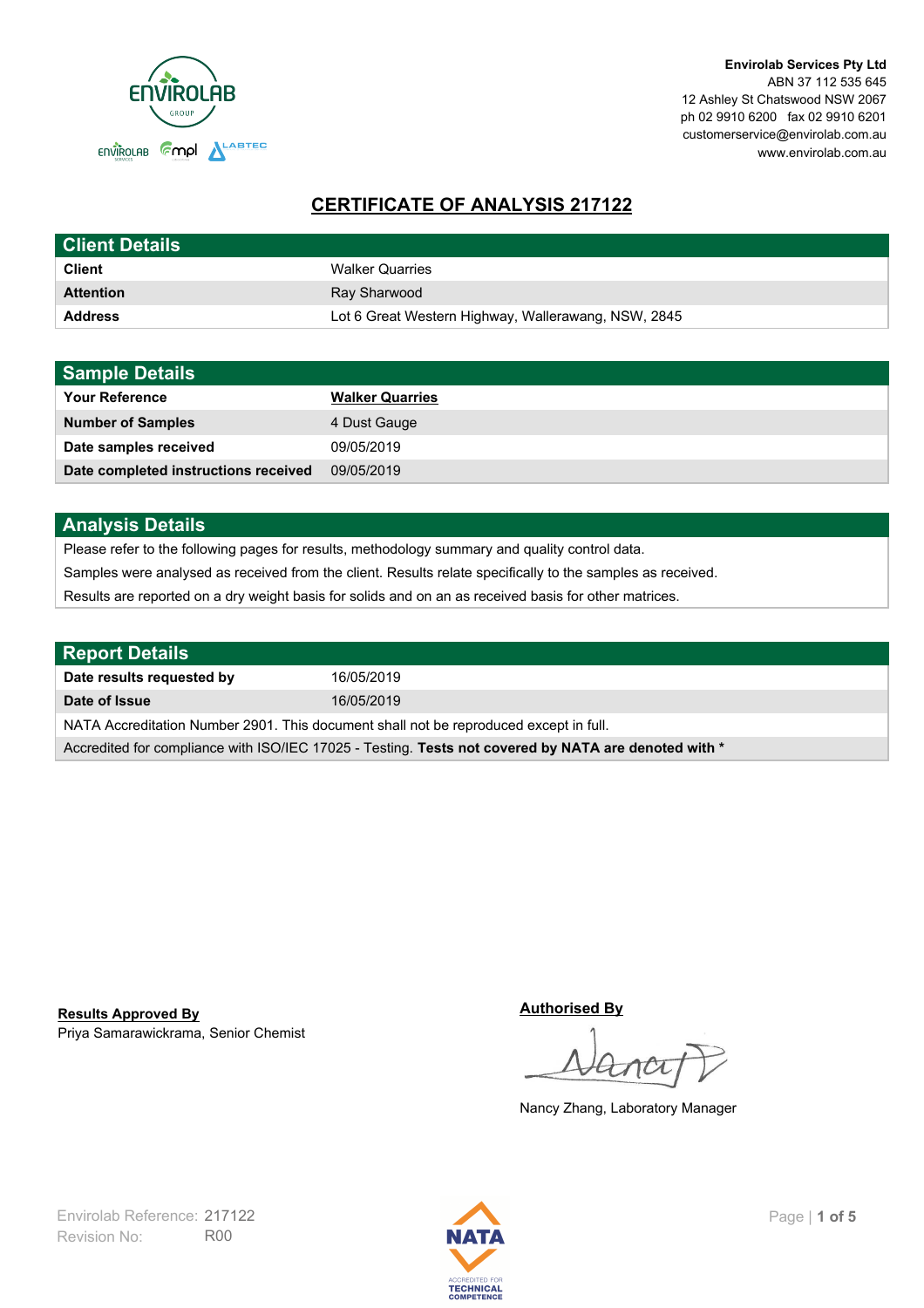**Envirolab Services Pty Ltd**
ABN 37 112 535 645
12 Ashley St Chatswood NSW 2067
ph 02 9910 6200 fax 02 9910 6201
customerservice@envirolab.com.au
www.envirolab.com.au

# CERTIFICATE OF ANALYSIS 217122

## Client Details

| | |
|---|---|
| **Client** | Walker Quarries |
| **Attention** | Ray Sharwood |
| **Address** | Lot 6 Great Western Highway, Wallerawang, NSW, 2845 |

## Sample Details

| | |
|---|---|
| **Your Reference** | **Walker Quarries** |
| **Number of Samples** | 4 Dust Gauge |
| **Date samples received** | 09/05/2019 |
| **Date completed instructions received** | 09/05/2019 |

## Analysis Details

Please refer to the following pages for results, methodology summary and quality control data.

Samples were analysed as received from the client. Results relate specifically to the samples as received.

Results are reported on a dry weight basis for solids and on an as received basis for other matrices.

## Report Details

| | |
|---|---|
| **Date results requested by** | 16/05/2019 |
| **Date of Issue** | 16/05/2019 |

NATA Accreditation Number 2901. This document shall not be reproduced except in full.

Accredited for compliance with ISO/IEC 17025 - Testing. **Tests not covered by NATA are denoted with ***

**Results Approved By**
Priya Samarawickrama, Senior Chemist

**Authorised By**
Nancy Zhang, Laboratory Manager

Envirolab Reference: 217122
Revision No: R00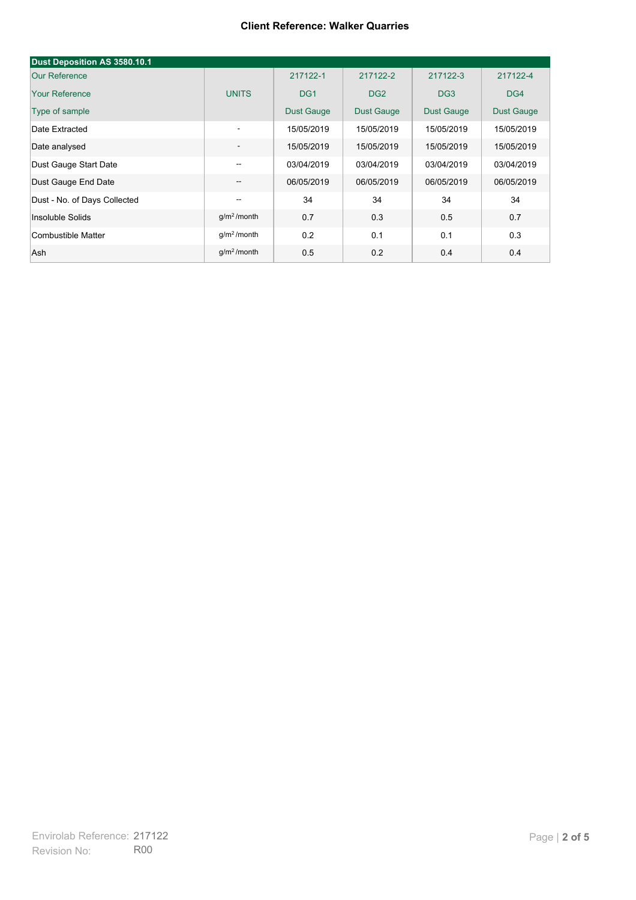**Client Reference: Walker Quarries**

| Dust Deposition AS 3580.10.1 | | | | | |
|---|---|---|---|---|---|
| Our Reference | | 217122-1 | 217122-2 | 217122-3 | 217122-4 |
| Your Reference | UNITS | DG1 | DG2 | DG3 | DG4 |
| Type of sample | | Dust Gauge | Dust Gauge | Dust Gauge | Dust Gauge |
| Date Extracted | - | 15/05/2019 | 15/05/2019 | 15/05/2019 | 15/05/2019 |
| Date analysed | - | 15/05/2019 | 15/05/2019 | 15/05/2019 | 15/05/2019 |
| Dust Gauge Start Date | -- | 03/04/2019 | 03/04/2019 | 03/04/2019 | 03/04/2019 |
| Dust Gauge End Date | -- | 06/05/2019 | 06/05/2019 | 06/05/2019 | 06/05/2019 |
| Dust - No. of Days Collected | -- | 34 | 34 | 34 | 34 |
| Insoluble Solids | $g/m^2$ /month | 0.7 | 0.3 | 0.5 | 0.7 |
| Combustible Matter | $g/m^2$ /month | 0.2 | 0.1 | 0.1 | 0.3 |
| Ash | $g/m^2$ /month | 0.5 | 0.2 | 0.4 | 0.4 |

Envirolab Reference: 217122
Revision No: R00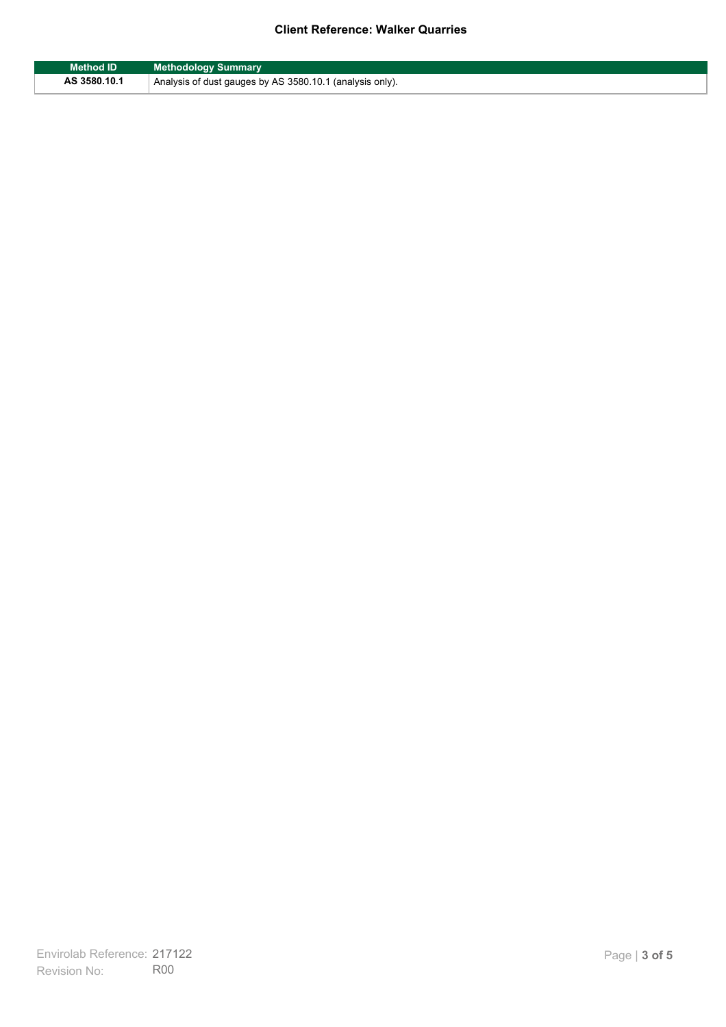| Method ID | Methodology Summary |
| --- | --- |
| AS 3580.10.1 | Analysis of dust gauges by AS 3580.10.1 (analysis only). |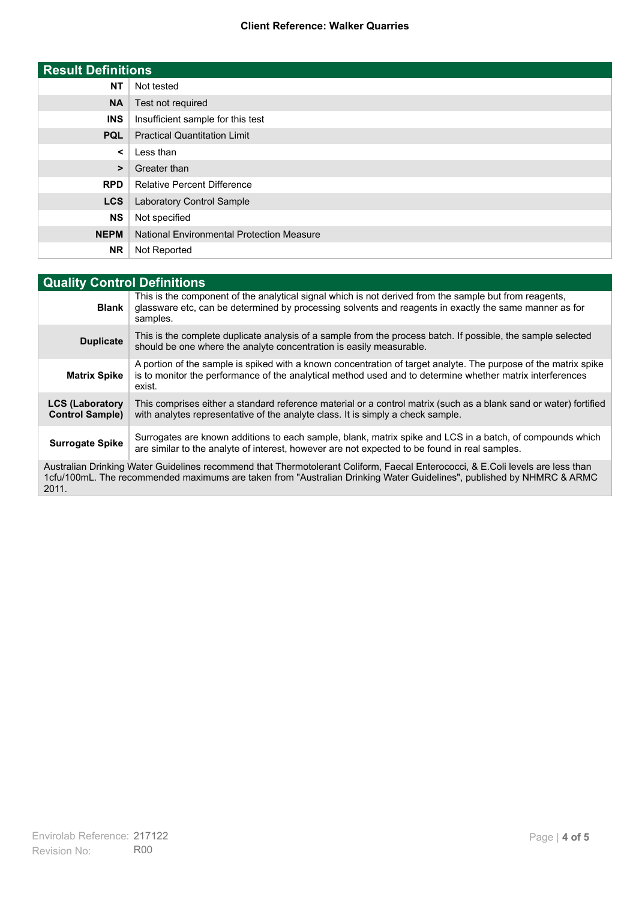**Client Reference: Walker Quarries**

| Result Definitions | |
|---|---|
| **NT** | Not tested |
| **NA** | Test not required |
| **INS** | Insufficient sample for this test |
| **PQL** | Practical Quantitation Limit |
| **<** | Less than |
| **>** | Greater than |
| **RPD** | Relative Percent Difference |
| **LCS** | Laboratory Control Sample |
| **NS** | Not specified |
| **NEPM** | National Environmental Protection Measure |
| **NR** | Not Reported |

| Quality Control Definitions | |
|---|---|
| **Blank** | This is the component of the analytical signal which is not derived from the sample but from reagents, glassware etc, can be determined by processing solvents and reagents in exactly the same manner as for samples. |
| **Duplicate** | This is the complete duplicate analysis of a sample from the process batch. If possible, the sample selected should be one where the analyte concentration is easily measurable. |
| **Matrix Spike** | A portion of the sample is spiked with a known concentration of target analyte. The purpose of the matrix spike is to monitor the performance of the analytical method used and to determine whether matrix interferences exist. |
| **LCS (Laboratory Control Sample)** | This comprises either a standard reference material or a control matrix (such as a blank sand or water) fortified with analytes representative of the analyte class. It is simply a check sample. |
| **Surrogate Spike** | Surrogates are known additions to each sample, blank, matrix spike and LCS in a batch, of compounds which are similar to the analyte of interest, however are not expected to be found in real samples. |

Australian Drinking Water Guidelines recommend that Thermotolerant Coliform, Faecal Enterococci, & E.Coli levels are less than 1cfu/100mL. The recommended maximums are taken from "Australian Drinking Water Guidelines", published by NHMRC & ARMC 2011.

Envirolab Reference: 217122
Revision No: R00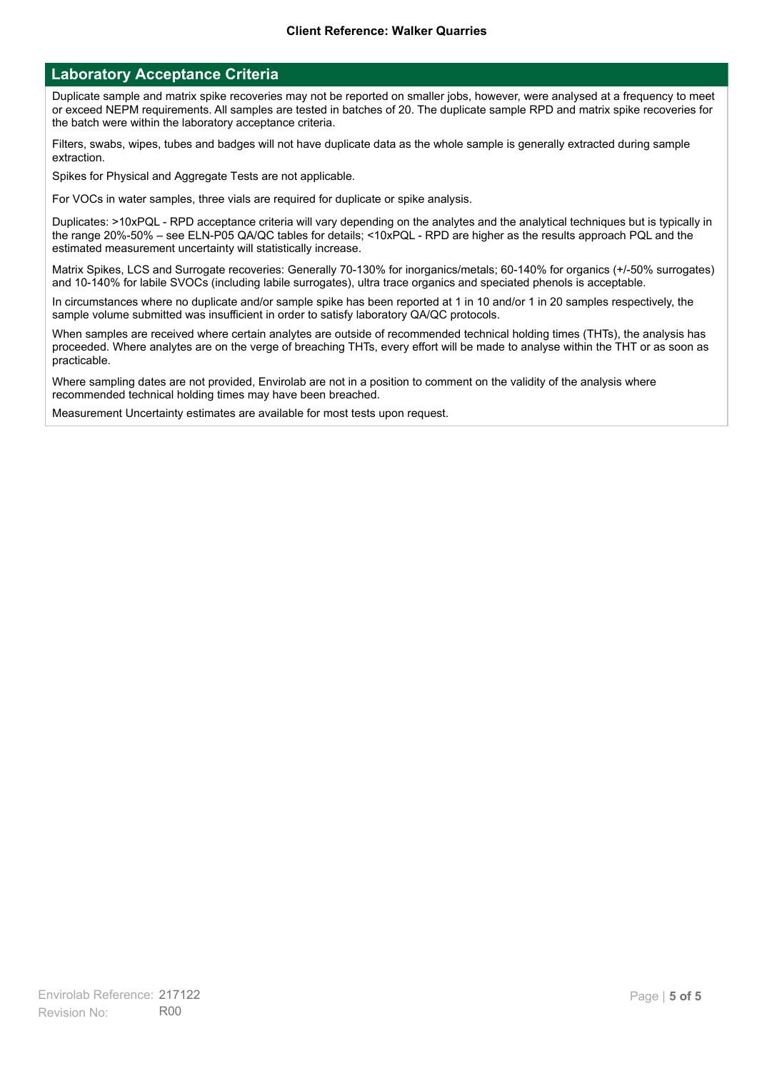## Laboratory Acceptance Criteria

Duplicate sample and matrix spike recoveries may not be reported on smaller jobs, however, were analysed at a frequency to meet or exceed NEPM requirements. All samples are tested in batches of 20. The duplicate sample RPD and matrix spike recoveries for the batch were within the laboratory acceptance criteria.

Filters, swabs, wipes, tubes and badges will not have duplicate data as the whole sample is generally extracted during sample extraction.

Spikes for Physical and Aggregate Tests are not applicable.

For VOCs in water samples, three vials are required for duplicate or spike analysis.

Duplicates: >10xPQL - RPD acceptance criteria will vary depending on the analytes and the analytical techniques but is typically in the range 20%-50% – see ELN-P05 QA/QC tables for details; <10xPQL - RPD are higher as the results approach PQL and the estimated measurement uncertainty will statistically increase.

Matrix Spikes, LCS and Surrogate recoveries: Generally 70-130% for inorganics/metals; 60-140% for organics (+/-50% surrogates) and 10-140% for labile SVOCs (including labile surrogates), ultra trace organics and speciated phenols is acceptable.

In circumstances where no duplicate and/or sample spike has been reported at 1 in 10 and/or 1 in 20 samples respectively, the sample volume submitted was insufficient in order to satisfy laboratory QA/QC protocols.

When samples are received where certain analytes are outside of recommended technical holding times (THTs), the analysis has proceeded. Where analytes are on the verge of breaching THTs, every effort will be made to analyse within the THT or as soon as practicable.

Where sampling dates are not provided, Envirolab are not in a position to comment on the validity of the analysis where recommended technical holding times may have been breached.

Measurement Uncertainty estimates are available for most tests upon request.